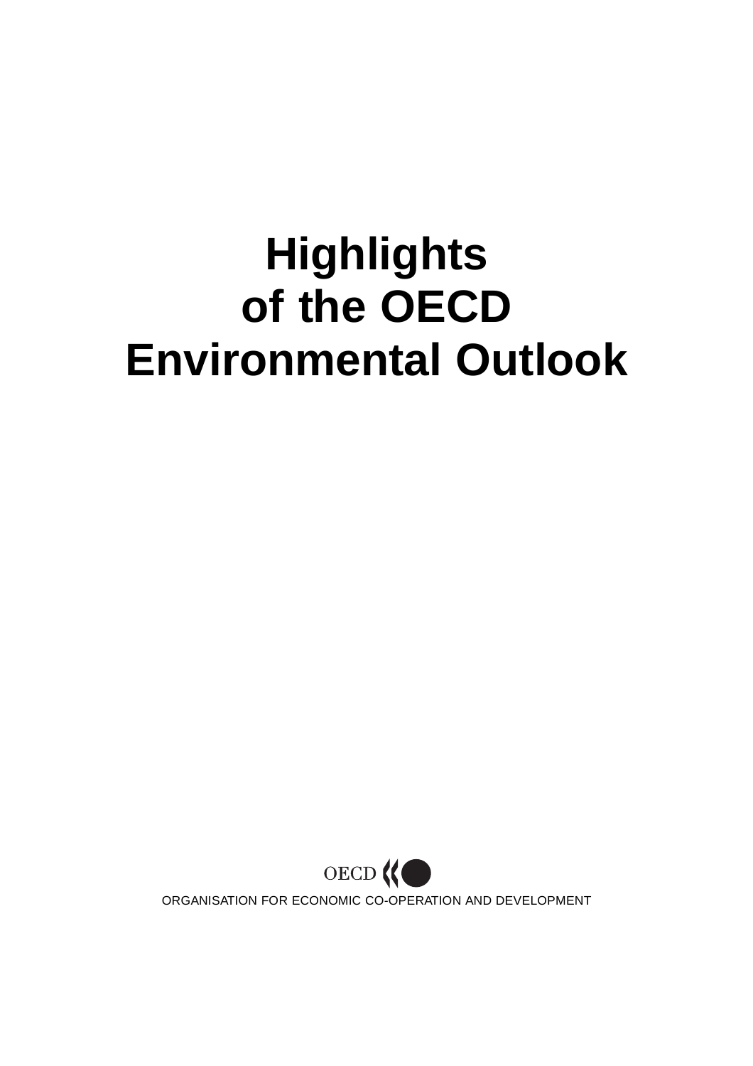# Highlights of the OECD Environmental Outlook

OECD

ORGANISATION FOR ECONOMIC CO-OPERATION AND DEVELOPMENT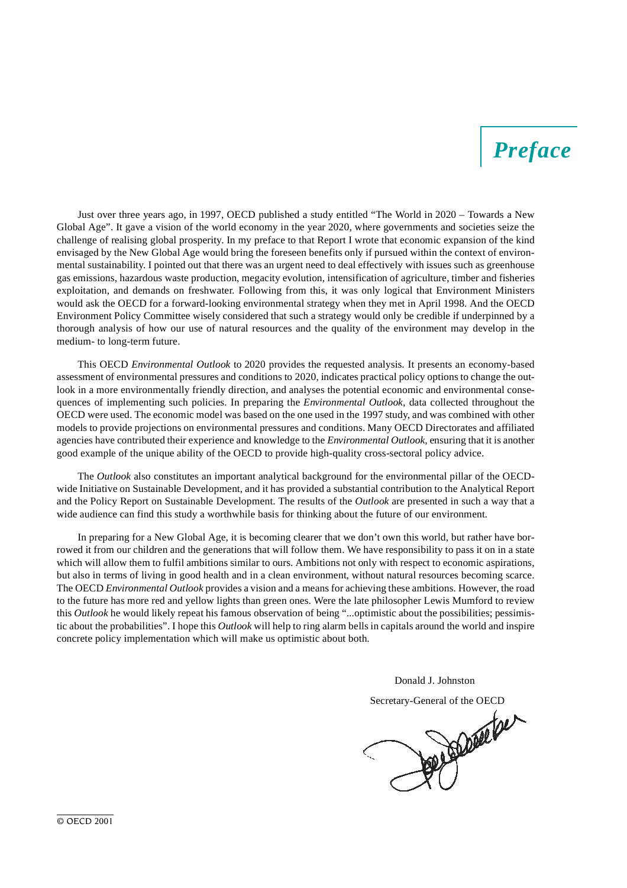# *Preface*

Just over three years ago, in 1997, OECD published a study entitled "The World in 2020 – Towards a New Global Age". It gave a vision of the world economy in the year 2020, where governments and societies seize the challenge of realising global prosperity. In my preface to that Report I wrote that economic expansion of the kind envisaged by the New Global Age would bring the foreseen benefits only if pursued within the context of environmental sustainability. I pointed out that there was an urgent need to deal effectively with issues such as greenhouse gas emissions, hazardous waste production, megacity evolution, intensification of agriculture, timber and fisheries exploitation, and demands on freshwater. Following from this, it was only logical that Environment Ministers would ask the OECD for a forward-looking environmental strategy when they met in April 1998. And the OECD Environment Policy Committee wisely considered that such a strategy would only be credible if underpinned by a thorough analysis of how our use of natural resources and the quality of the environment may develop in the medium- to long-term future.

This OECD *Environmental Outlook* to 2020 provides the requested analysis. It presents an economy-based assessment of environmental pressures and conditions to 2020, indicates practical policy options to change the outlook in a more environmentally friendly direction, and analyses the potential economic and environmental consequences of implementing such policies. In preparing the *Environmental Outlook*, data collected throughout the OECD were used. The economic model was based on the one used in the 1997 study, and was combined with other models to provide projections on environmental pressures and conditions. Many OECD Directorates and affiliated agencies have contributed their experience and knowledge to the *Environmental Outlook,* ensuring that it is another good example of the unique ability of the OECD to provide high-quality cross-sectoral policy advice.

The *Outlook* also constitutes an important analytical background for the environmental pillar of the OECD-wide Initiative on Sustainable Development, and it has provided a substantial contribution to the Analytical Report and the Policy Report on Sustainable Development. The results of the *Outlook* are presented in such a way that a wide audience can find this study a worthwhile basis for thinking about the future of our environment.

In preparing for a New Global Age, it is becoming clearer that we don't own this world, but rather have borrowed it from our children and the generations that will follow them. We have responsibility to pass it on in a state which will allow them to fulfil ambitions similar to ours. Ambitions not only with respect to economic aspirations, but also in terms of living in good health and in a clean environment, without natural resources becoming scarce. The OECD *Environmental Outlook* provides a vision and a means for achieving these ambitions. However, the road to the future has more red and yellow lights than green ones. Were the late philosopher Lewis Mumford to review this *Outlook* he would likely repeat his famous observation of being "...optimistic about the possibilities; pessimistic about the probabilities". I hope this *Outlook* will help to ring alarm bells in capitals around the world and inspire concrete policy implementation which will make us optimistic about both.

Donald J. Johnston

Secretary-General of the OECD

© OECD 2001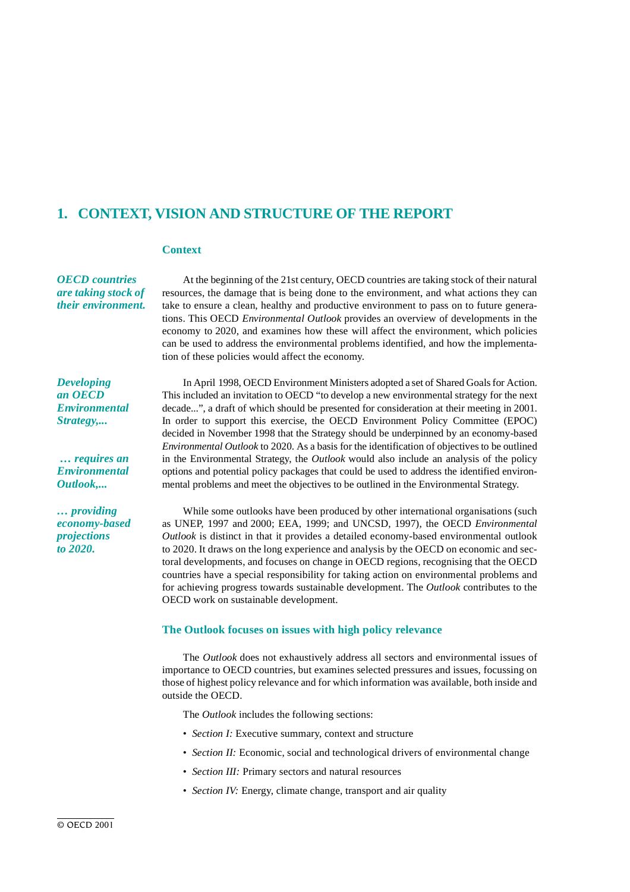# 1. CONTEXT, VISION AND STRUCTURE OF THE REPORT

## Context

***OECD countries are taking stock of their environment.***

At the beginning of the 21st century, OECD countries are taking stock of their natural resources, the damage that is being done to the environment, and what actions they can take to ensure a clean, healthy and productive environment to pass on to future generations. This OECD *Environmental Outlook* provides an overview of developments in the economy to 2020, and examines how these will affect the environment, which policies can be used to address the environmental problems identified, and how the implementation of these policies would affect the economy.

***Developing an OECD Environmental Strategy,...***

***… requires an Environmental Outlook,...***

In April 1998, OECD Environment Ministers adopted a set of Shared Goals for Action. This included an invitation to OECD "to develop a new environmental strategy for the next decade...", a draft of which should be presented for consideration at their meeting in 2001. In order to support this exercise, the OECD Environment Policy Committee (EPOC) decided in November 1998 that the Strategy should be underpinned by an economy-based *Environmental Outlook* to 2020. As a basis for the identification of objectives to be outlined in the Environmental Strategy, the *Outlook* would also include an analysis of the policy options and potential policy packages that could be used to address the identified environmental problems and meet the objectives to be outlined in the Environmental Strategy.

***… providing economy-based projections to 2020.***

While some outlooks have been produced by other international organisations (such as UNEP, 1997 and 2000; EEA, 1999; and UNCSD, 1997), the OECD *Environmental Outlook* is distinct in that it provides a detailed economy-based environmental outlook to 2020. It draws on the long experience and analysis by the OECD on economic and sectoral developments, and focuses on change in OECD regions, recognising that the OECD countries have a special responsibility for taking action on environmental problems and for achieving progress towards sustainable development. The *Outlook* contributes to the OECD work on sustainable development.

## The Outlook focuses on issues with high policy relevance

The *Outlook* does not exhaustively address all sectors and environmental issues of importance to OECD countries, but examines selected pressures and issues, focussing on those of highest policy relevance and for which information was available, both inside and outside the OECD.

The *Outlook* includes the following sections:

- *Section I:* Executive summary, context and structure
- *Section II:* Economic, social and technological drivers of environmental change
- *Section III:* Primary sectors and natural resources
- *Section IV:* Energy, climate change, transport and air quality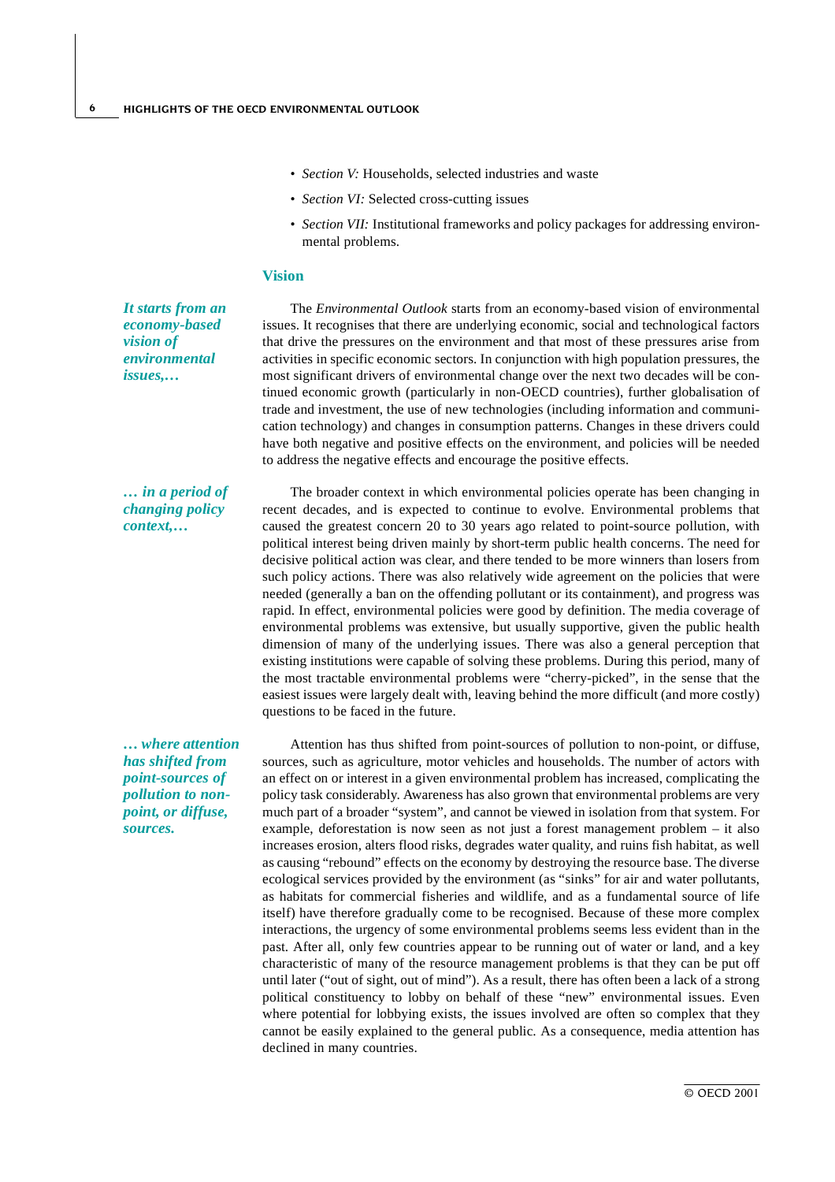- *Section V:* Households, selected industries and waste
- *Section VI:* Selected cross-cutting issues
- *Section VII:* Institutional frameworks and policy packages for addressing environmental problems.

## Vision

***It starts from an economy-based vision of environmental issues,…***

The *Environmental Outlook* starts from an economy-based vision of environmental issues. It recognises that there are underlying economic, social and technological factors that drive the pressures on the environment and that most of these pressures arise from activities in specific economic sectors. In conjunction with high population pressures, the most significant drivers of environmental change over the next two decades will be continued economic growth (particularly in non-OECD countries), further globalisation of trade and investment, the use of new technologies (including information and communication technology) and changes in consumption patterns. Changes in these drivers could have both negative and positive effects on the environment, and policies will be needed to address the negative effects and encourage the positive effects.

***… in a period of changing policy context,…***

The broader context in which environmental policies operate has been changing in recent decades, and is expected to continue to evolve. Environmental problems that caused the greatest concern 20 to 30 years ago related to point-source pollution, with political interest being driven mainly by short-term public health concerns. The need for decisive political action was clear, and there tended to be more winners than losers from such policy actions. There was also relatively wide agreement on the policies that were needed (generally a ban on the offending pollutant or its containment), and progress was rapid. In effect, environmental policies were good by definition. The media coverage of environmental problems was extensive, but usually supportive, given the public health dimension of many of the underlying issues. There was also a general perception that existing institutions were capable of solving these problems. During this period, many of the most tractable environmental problems were "cherry-picked", in the sense that the easiest issues were largely dealt with, leaving behind the more difficult (and more costly) questions to be faced in the future.

***… where attention has shifted from point-sources of pollution to non-point, or diffuse, sources.***

Attention has thus shifted from point-sources of pollution to non-point, or diffuse, sources, such as agriculture, motor vehicles and households. The number of actors with an effect on or interest in a given environmental problem has increased, complicating the policy task considerably. Awareness has also grown that environmental problems are very much part of a broader "system", and cannot be viewed in isolation from that system. For example, deforestation is now seen as not just a forest management problem – it also increases erosion, alters flood risks, degrades water quality, and ruins fish habitat, as well as causing "rebound" effects on the economy by destroying the resource base. The diverse ecological services provided by the environment (as "sinks" for air and water pollutants, as habitats for commercial fisheries and wildlife, and as a fundamental source of life itself) have therefore gradually come to be recognised. Because of these more complex interactions, the urgency of some environmental problems seems less evident than in the past. After all, only few countries appear to be running out of water or land, and a key characteristic of many of the resource management problems is that they can be put off until later ("out of sight, out of mind"). As a result, there has often been a lack of a strong political constituency to lobby on behalf of these "new" environmental issues. Even where potential for lobbying exists, the issues involved are often so complex that they cannot be easily explained to the general public. As a consequence, media attention has declined in many countries.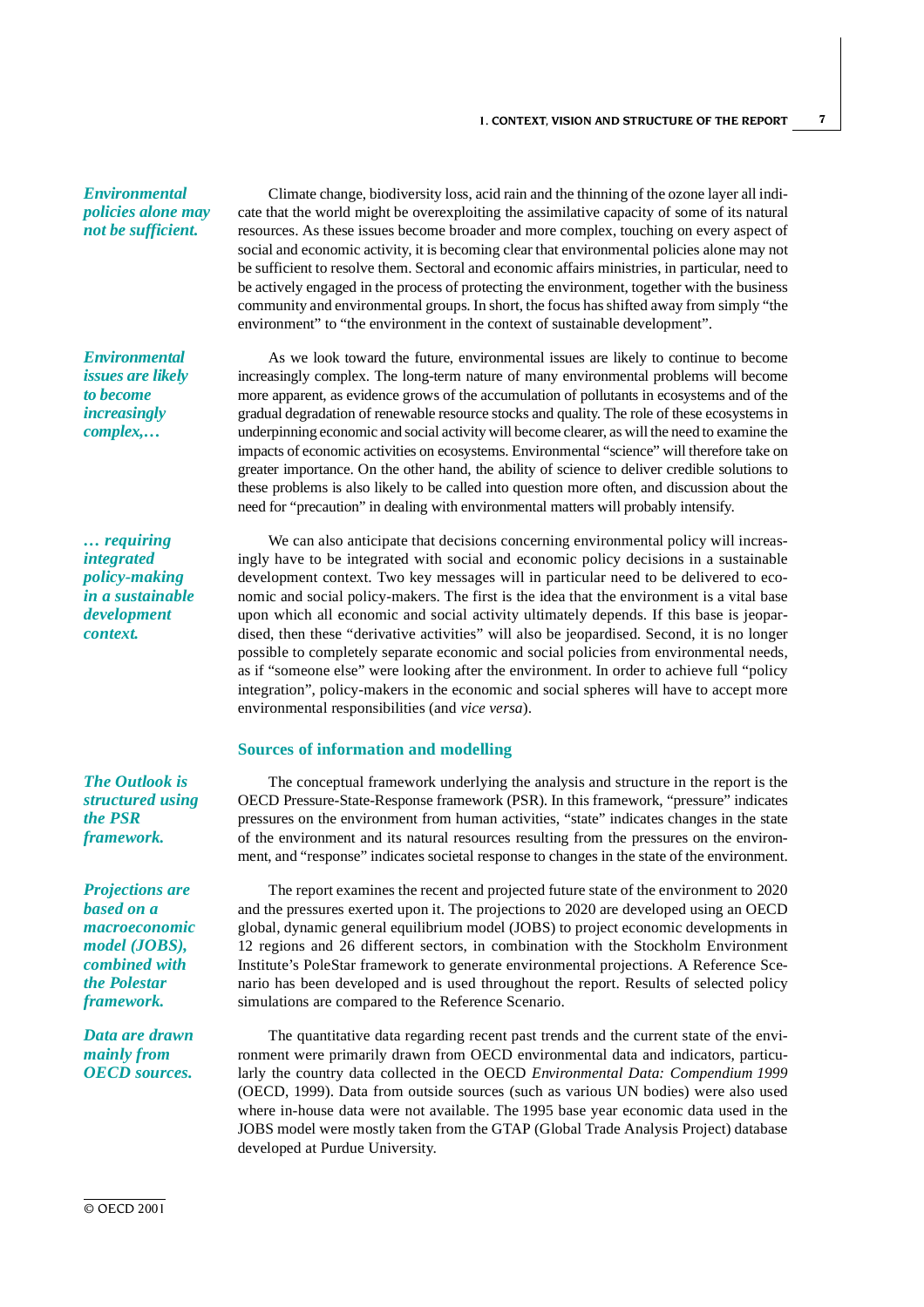*Environmental policies alone may not be sufficient.*

Climate change, biodiversity loss, acid rain and the thinning of the ozone layer all indicate that the world might be overexploiting the assimilative capacity of some of its natural resources. As these issues become broader and more complex, touching on every aspect of social and economic activity, it is becoming clear that environmental policies alone may not be sufficient to resolve them. Sectoral and economic affairs ministries, in particular, need to be actively engaged in the process of protecting the environment, together with the business community and environmental groups. In short, the focus has shifted away from simply "the environment" to "the environment in the context of sustainable development".

*Environmental issues are likely to become increasingly complex,…*

As we look toward the future, environmental issues are likely to continue to become increasingly complex. The long-term nature of many environmental problems will become more apparent, as evidence grows of the accumulation of pollutants in ecosystems and of the gradual degradation of renewable resource stocks and quality. The role of these ecosystems in underpinning economic and social activity will become clearer, as will the need to examine the impacts of economic activities on ecosystems. Environmental "science" will therefore take on greater importance. On the other hand, the ability of science to deliver credible solutions to these problems is also likely to be called into question more often, and discussion about the need for "precaution" in dealing with environmental matters will probably intensify.

*… requiring integrated policy-making in a sustainable development context.*

We can also anticipate that decisions concerning environmental policy will increasingly have to be integrated with social and economic policy decisions in a sustainable development context. Two key messages will in particular need to be delivered to economic and social policy-makers. The first is the idea that the environment is a vital base upon which all economic and social activity ultimately depends. If this base is jeopardised, then these "derivative activities" will also be jeopardised. Second, it is no longer possible to completely separate economic and social policies from environmental needs, as if "someone else" were looking after the environment. In order to achieve full "policy integration", policy-makers in the economic and social spheres will have to accept more environmental responsibilities (and *vice versa*).

## Sources of information and modelling

*The Outlook is structured using the PSR framework.*

The conceptual framework underlying the analysis and structure in the report is the OECD Pressure-State-Response framework (PSR). In this framework, "pressure" indicates pressures on the environment from human activities, "state" indicates changes in the state of the environment and its natural resources resulting from the pressures on the environment, and "response" indicates societal response to changes in the state of the environment.

*Projections are based on a macroeconomic model (JOBS), combined with the Polestar framework.*

The report examines the recent and projected future state of the environment to 2020 and the pressures exerted upon it. The projections to 2020 are developed using an OECD global, dynamic general equilibrium model (JOBS) to project economic developments in 12 regions and 26 different sectors, in combination with the Stockholm Environment Institute's PoleStar framework to generate environmental projections. A Reference Scenario has been developed and is used throughout the report. Results of selected policy simulations are compared to the Reference Scenario.

*Data are drawn mainly from OECD sources.*

The quantitative data regarding recent past trends and the current state of the environment were primarily drawn from OECD environmental data and indicators, particularly the country data collected in the OECD *Environmental Data: Compendium 1999* (OECD, 1999). Data from outside sources (such as various UN bodies) were also used where in-house data were not available. The 1995 base year economic data used in the JOBS model were mostly taken from the GTAP (Global Trade Analysis Project) database developed at Purdue University.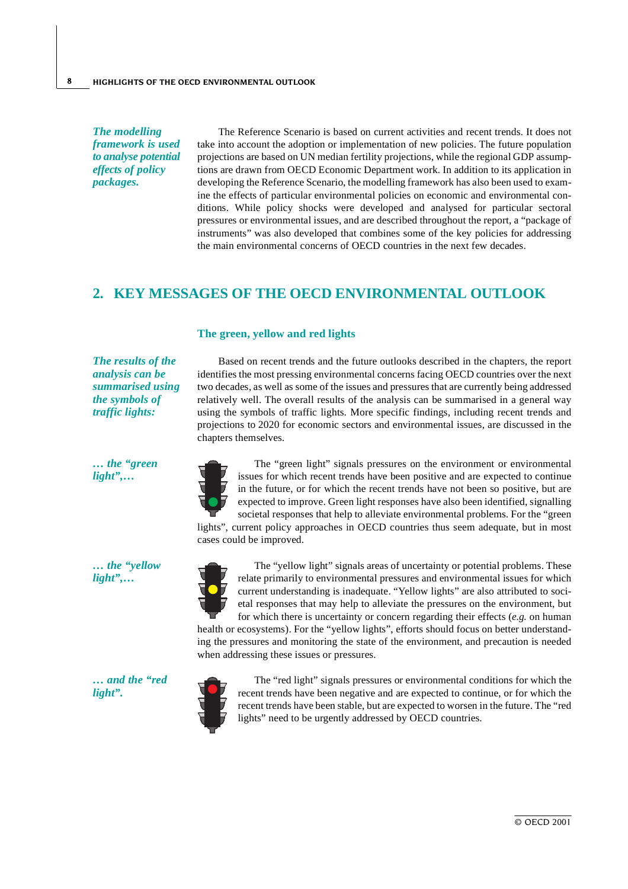*The modelling framework is used to analyse potential effects of policy packages.*

The Reference Scenario is based on current activities and recent trends. It does not take into account the adoption or implementation of new policies. The future population projections are based on UN median fertility projections, while the regional GDP assumptions are drawn from OECD Economic Department work. In addition to its application in developing the Reference Scenario, the modelling framework has also been used to examine the effects of particular environmental policies on economic and environmental conditions. While policy shocks were developed and analysed for particular sectoral pressures or environmental issues, and are described throughout the report, a "package of instruments" was also developed that combines some of the key policies for addressing the main environmental concerns of OECD countries in the next few decades.

## 2. KEY MESSAGES OF THE OECD ENVIRONMENTAL OUTLOOK

### The green, yellow and red lights

*The results of the analysis can be summarised using the symbols of traffic lights:*

Based on recent trends and the future outlooks described in the chapters, the report identifies the most pressing environmental concerns facing OECD countries over the next two decades, as well as some of the issues and pressures that are currently being addressed relatively well. The overall results of the analysis can be summarised in a general way using the symbols of traffic lights. More specific findings, including recent trends and projections to 2020 for economic sectors and environmental issues, are discussed in the chapters themselves.

*… the "green light",…*

The "green light" signals pressures on the environment or environmental issues for which recent trends have been positive and are expected to continue in the future, or for which the recent trends have not been so positive, but are expected to improve. Green light responses have also been identified, signalling societal responses that help to alleviate environmental problems. For the "green lights", current policy approaches in OECD countries thus seem adequate, but in most cases could be improved.

*… the "yellow light",…*

The "yellow light" signals areas of uncertainty or potential problems. These relate primarily to environmental pressures and environmental issues for which current understanding is inadequate. "Yellow lights" are also attributed to societal responses that may help to alleviate the pressures on the environment, but for which there is uncertainty or concern regarding their effects (*e.g.* on human health or ecosystems). For the "yellow lights", efforts should focus on better understanding the pressures and monitoring the state of the environment, and precaution is needed when addressing these issues or pressures.

*… and the "red light".*

The "red light" signals pressures or environmental conditions for which the recent trends have been negative and are expected to continue, or for which the recent trends have been stable, but are expected to worsen in the future. The "red lights" need to be urgently addressed by OECD countries.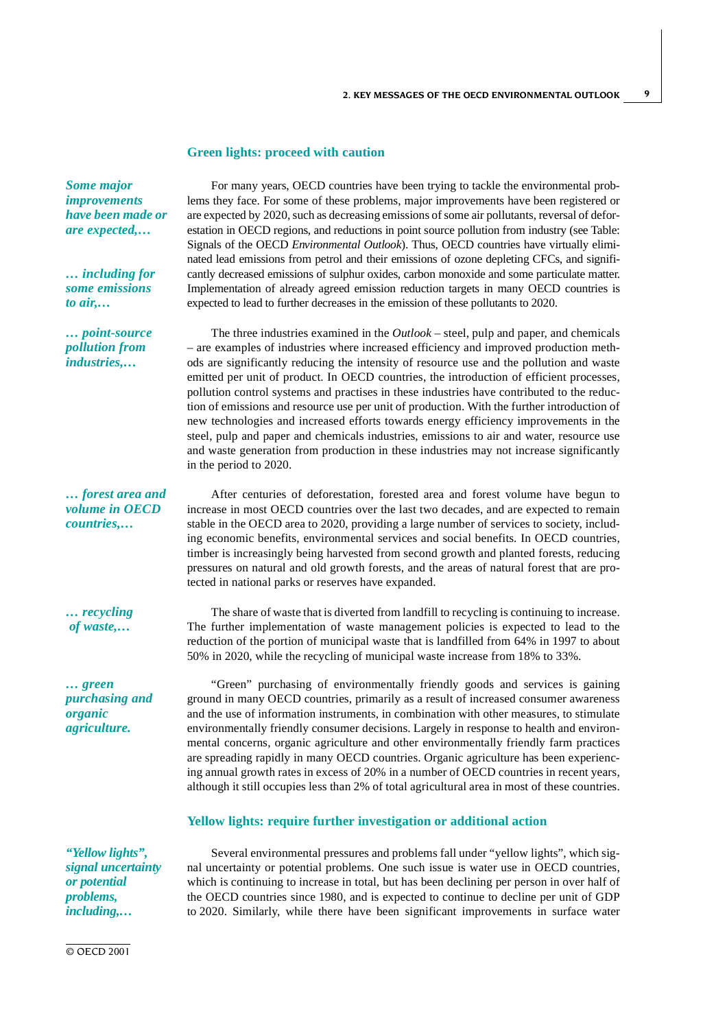## Green lights: proceed with caution

*Some major improvements have been made or are expected,…*

For many years, OECD countries have been trying to tackle the environmental problems they face. For some of these problems, major improvements have been registered or are expected by 2020, such as decreasing emissions of some air pollutants, reversal of deforestation in OECD regions, and reductions in point source pollution from industry (see Table: Signals of the OECD *Environmental Outlook*). Thus, OECD countries have virtually eliminated lead emissions from petrol and their emissions of ozone depleting CFCs, and significantly decreased emissions of sulphur oxides, carbon monoxide and some particulate matter. Implementation of already agreed emission reduction targets in many OECD countries is expected to lead to further decreases in the emission of these pollutants to 2020.

*… including for some emissions to air,…*

*… point-source pollution from industries,…*

The three industries examined in the *Outlook* – steel, pulp and paper, and chemicals – are examples of industries where increased efficiency and improved production methods are significantly reducing the intensity of resource use and the pollution and waste emitted per unit of product. In OECD countries, the introduction of efficient processes, pollution control systems and practises in these industries have contributed to the reduction of emissions and resource use per unit of production. With the further introduction of new technologies and increased efforts towards energy efficiency improvements in the steel, pulp and paper and chemicals industries, emissions to air and water, resource use and waste generation from production in these industries may not increase significantly in the period to 2020.

*… forest area and volume in OECD countries,…*

After centuries of deforestation, forested area and forest volume have begun to increase in most OECD countries over the last two decades, and are expected to remain stable in the OECD area to 2020, providing a large number of services to society, including economic benefits, environmental services and social benefits. In OECD countries, timber is increasingly being harvested from second growth and planted forests, reducing pressures on natural and old growth forests, and the areas of natural forest that are protected in national parks or reserves have expanded.

*… recycling of waste,…*

The share of waste that is diverted from landfill to recycling is continuing to increase. The further implementation of waste management policies is expected to lead to the reduction of the portion of municipal waste that is landfilled from 64% in 1997 to about 50% in 2020, while the recycling of municipal waste increase from 18% to 33%.

*… green purchasing and organic agriculture.*

"Green" purchasing of environmentally friendly goods and services is gaining ground in many OECD countries, primarily as a result of increased consumer awareness and the use of information instruments, in combination with other measures, to stimulate environmentally friendly consumer decisions. Largely in response to health and environmental concerns, organic agriculture and other environmentally friendly farm practices are spreading rapidly in many OECD countries. Organic agriculture has been experiencing annual growth rates in excess of 20% in a number of OECD countries in recent years, although it still occupies less than 2% of total agricultural area in most of these countries.

## Yellow lights: require further investigation or additional action

*"Yellow lights", signal uncertainty or potential problems, including,…*

Several environmental pressures and problems fall under "yellow lights", which signal uncertainty or potential problems. One such issue is water use in OECD countries, which is continuing to increase in total, but has been declining per person in over half of the OECD countries since 1980, and is expected to continue to decline per unit of GDP to 2020. Similarly, while there have been significant improvements in surface water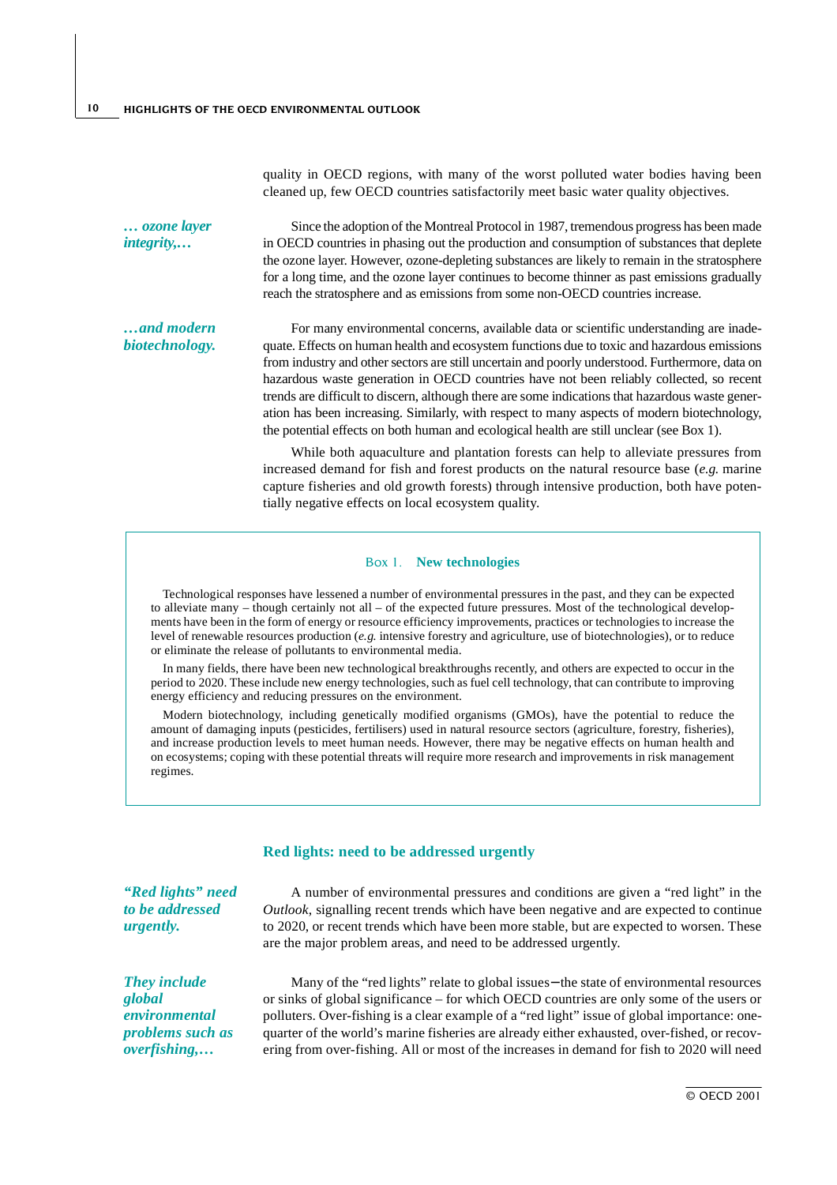quality in OECD regions, with many of the worst polluted water bodies having been cleaned up, few OECD countries satisfactorily meet basic water quality objectives.

*… ozone layer integrity,…*

Since the adoption of the Montreal Protocol in 1987, tremendous progress has been made in OECD countries in phasing out the production and consumption of substances that deplete the ozone layer. However, ozone-depleting substances are likely to remain in the stratosphere for a long time, and the ozone layer continues to become thinner as past emissions gradually reach the stratosphere and as emissions from some non-OECD countries increase.

*…and modern biotechnology.*

For many environmental concerns, available data or scientific understanding are inadequate. Effects on human health and ecosystem functions due to toxic and hazardous emissions from industry and other sectors are still uncertain and poorly understood. Furthermore, data on hazardous waste generation in OECD countries have not been reliably collected, so recent trends are difficult to discern, although there are some indications that hazardous waste generation has been increasing. Similarly, with respect to many aspects of modern biotechnology, the potential effects on both human and ecological health are still unclear (see Box 1).

While both aquaculture and plantation forests can help to alleviate pressures from increased demand for fish and forest products on the natural resource base (*e.g.* marine capture fisheries and old growth forests) through intensive production, both have potentially negative effects on local ecosystem quality.

> **Box 1. New technologies**
>
> Technological responses have lessened a number of environmental pressures in the past, and they can be expected to alleviate many – though certainly not all – of the expected future pressures. Most of the technological developments have been in the form of energy or resource efficiency improvements, practices or technologies to increase the level of renewable resources production (*e.g.* intensive forestry and agriculture, use of biotechnologies), or to reduce or eliminate the release of pollutants to environmental media.
>
> In many fields, there have been new technological breakthroughs recently, and others are expected to occur in the period to 2020. These include new energy technologies, such as fuel cell technology, that can contribute to improving energy efficiency and reducing pressures on the environment.
>
> Modern biotechnology, including genetically modified organisms (GMOs), have the potential to reduce the amount of damaging inputs (pesticides, fertilisers) used in natural resource sectors (agriculture, forestry, fisheries), and increase production levels to meet human needs. However, there may be negative effects on human health and on ecosystems; coping with these potential threats will require more research and improvements in risk management regimes.

## Red lights: need to be addressed urgently

*"Red lights" need to be addressed urgently.*

A number of environmental pressures and conditions are given a "red light" in the *Outlook*, signalling recent trends which have been negative and are expected to continue to 2020, or recent trends which have been more stable, but are expected to worsen. These are the major problem areas, and need to be addressed urgently.

*They include global environmental problems such as overfishing,…*

Many of the "red lights" relate to global issues – the state of environmental resources or sinks of global significance – for which OECD countries are only some of the users or polluters. Over-fishing is a clear example of a "red light" issue of global importance: one-quarter of the world's marine fisheries are already either exhausted, over-fished, or recovering from over-fishing. All or most of the increases in demand for fish to 2020 will need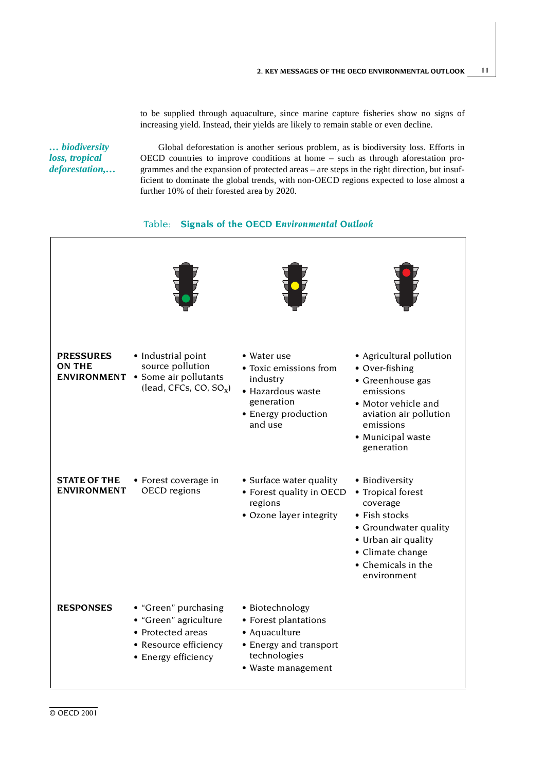to be supplied through aquaculture, since marine capture fisheries show no signs of increasing yield. Instead, their yields are likely to remain stable or even decline.

*… biodiversity loss, tropical deforestation,…*

Global deforestation is another serious problem, as is biodiversity loss. Efforts in OECD countries to improve conditions at home – such as through aforestation programmes and the expansion of protected areas – are steps in the right direction, but insufficient to dominate the global trends, with non-OECD regions expected to lose almost a further 10% of their forested area by 2020.

Table: **Signals of the OECD *Environmental Outlook***

| | Green light | Yellow light | Red light |
|---|---|---|---|
| **PRESSURES ON THE ENVIRONMENT** | • Industrial point source pollution<br>• Some air pollutants (lead, CFCs, CO, $SO_x$) | • Water use<br>• Toxic emissions from industry<br>• Hazardous waste generation<br>• Energy production and use | • Agricultural pollution<br>• Over-fishing<br>• Greenhouse gas emissions<br>• Motor vehicle and aviation air pollution emissions<br>• Municipal waste generation |
| **STATE OF THE ENVIRONMENT** | • Forest coverage in OECD regions | • Surface water quality<br>• Forest quality in OECD regions<br>• Ozone layer integrity | • Biodiversity<br>• Tropical forest coverage<br>• Fish stocks<br>• Groundwater quality<br>• Urban air quality<br>• Climate change<br>• Chemicals in the environment |
| **RESPONSES** | • "Green" purchasing<br>• "Green" agriculture<br>• Protected areas<br>• Resource efficiency<br>• Energy efficiency | • Biotechnology<br>• Forest plantations<br>• Aquaculture<br>• Energy and transport technologies<br>• Waste management | |

© OECD 2001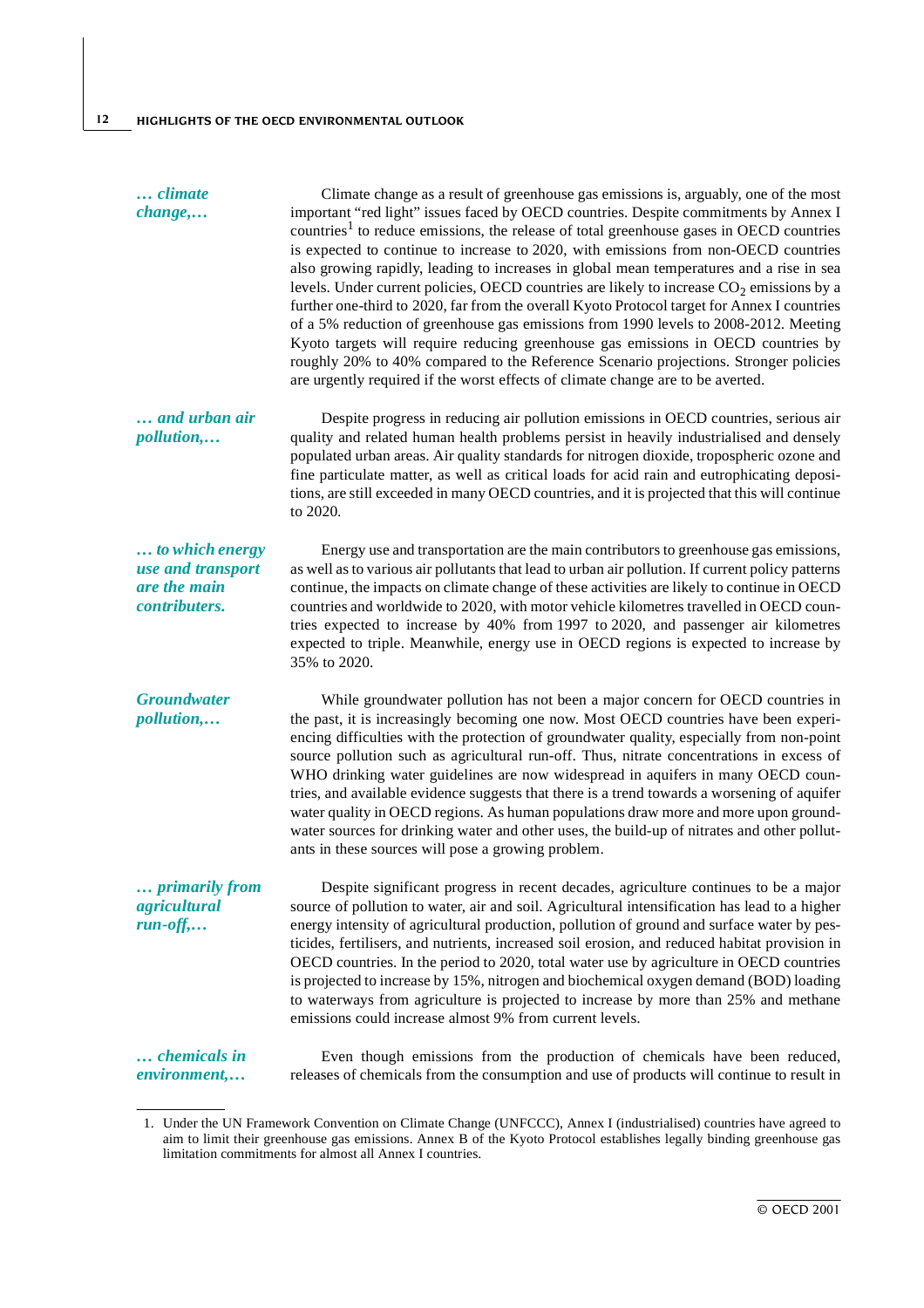*… climate change,…*

Climate change as a result of greenhouse gas emissions is, arguably, one of the most important "red light" issues faced by OECD countries. Despite commitments by Annex I countries[1] to reduce emissions, the release of total greenhouse gases in OECD countries is expected to continue to increase to 2020, with emissions from non-OECD countries also growing rapidly, leading to increases in global mean temperatures and a rise in sea levels. Under current policies, OECD countries are likely to increase $CO_2$ emissions by a further one-third to 2020, far from the overall Kyoto Protocol target for Annex I countries of a 5% reduction of greenhouse gas emissions from 1990 levels to 2008-2012. Meeting Kyoto targets will require reducing greenhouse gas emissions in OECD countries by roughly 20% to 40% compared to the Reference Scenario projections. Stronger policies are urgently required if the worst effects of climate change are to be averted.

*… and urban air pollution,…*

Despite progress in reducing air pollution emissions in OECD countries, serious air quality and related human health problems persist in heavily industrialised and densely populated urban areas. Air quality standards for nitrogen dioxide, tropospheric ozone and fine particulate matter, as well as critical loads for acid rain and eutrophicating depositions, are still exceeded in many OECD countries, and it is projected that this will continue to 2020.

*… to which energy use and transport are the main contributers.*

Energy use and transportation are the main contributors to greenhouse gas emissions, as well as to various air pollutants that lead to urban air pollution. If current policy patterns continue, the impacts on climate change of these activities are likely to continue in OECD countries and worldwide to 2020, with motor vehicle kilometres travelled in OECD countries expected to increase by 40% from 1997 to 2020, and passenger air kilometres expected to triple. Meanwhile, energy use in OECD regions is expected to increase by 35% to 2020.

*Groundwater pollution,…*

While groundwater pollution has not been a major concern for OECD countries in the past, it is increasingly becoming one now. Most OECD countries have been experiencing difficulties with the protection of groundwater quality, especially from non-point source pollution such as agricultural run-off. Thus, nitrate concentrations in excess of WHO drinking water guidelines are now widespread in aquifers in many OECD countries, and available evidence suggests that there is a trend towards a worsening of aquifer water quality in OECD regions. As human populations draw more and more upon groundwater sources for drinking water and other uses, the build-up of nitrates and other pollutants in these sources will pose a growing problem.

*… primarily from agricultural run-off,…*

Despite significant progress in recent decades, agriculture continues to be a major source of pollution to water, air and soil. Agricultural intensification has lead to a higher energy intensity of agricultural production, pollution of ground and surface water by pesticides, fertilisers, and nutrients, increased soil erosion, and reduced habitat provision in OECD countries. In the period to 2020, total water use by agriculture in OECD countries is projected to increase by 15%, nitrogen and biochemical oxygen demand (BOD) loading to waterways from agriculture is projected to increase by more than 25% and methane emissions could increase almost 9% from current levels.

*… chemicals in environment,…*

Even though emissions from the production of chemicals have been reduced, releases of chemicals from the consumption and use of products will continue to result in

1. Under the UN Framework Convention on Climate Change (UNFCCC), Annex I (industrialised) countries have agreed to aim to limit their greenhouse gas emissions. Annex B of the Kyoto Protocol establishes legally binding greenhouse gas limitation commitments for almost all Annex I countries.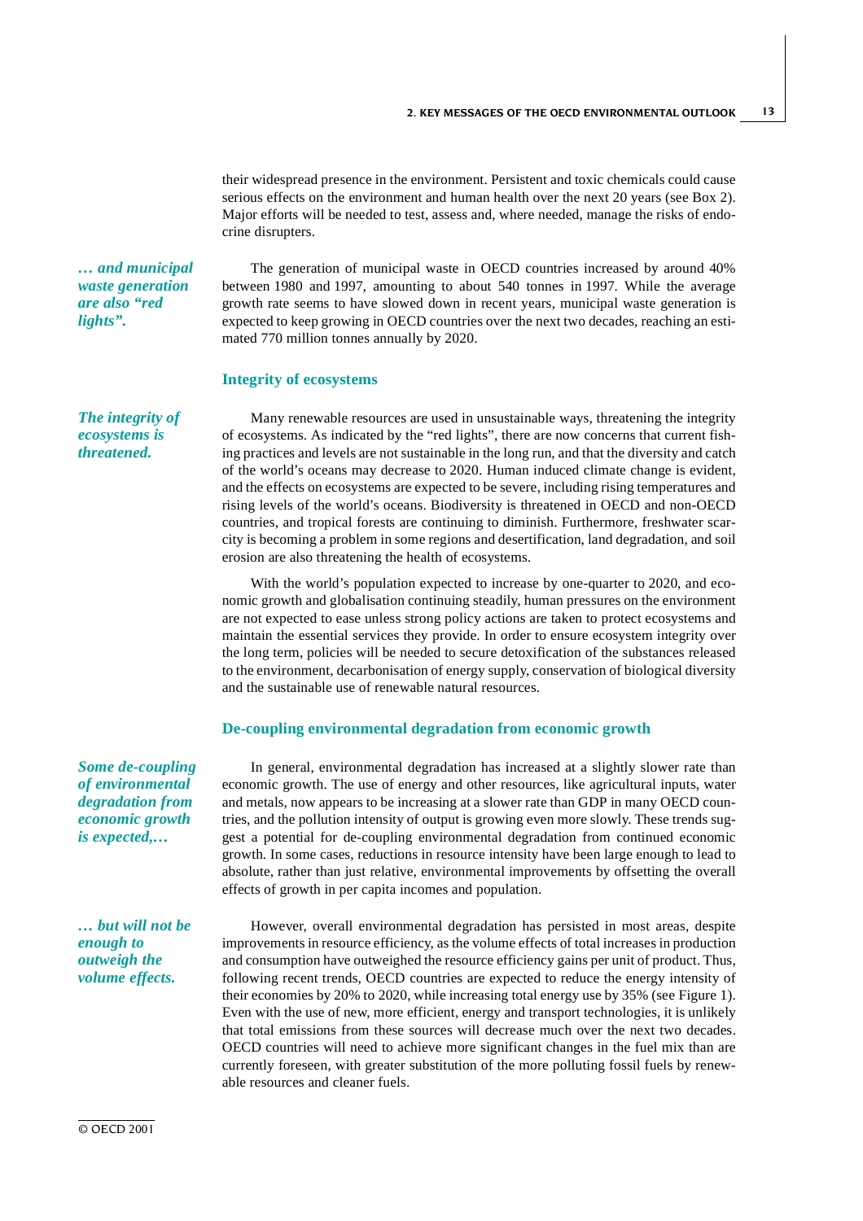their widespread presence in the environment. Persistent and toxic chemicals could cause serious effects on the environment and human health over the next 20 years (see Box 2). Major efforts will be needed to test, assess and, where needed, manage the risks of endocrine disrupters.

*… and municipal waste generation are also "red lights".*

The generation of municipal waste in OECD countries increased by around 40% between 1980 and 1997, amounting to about 540 tonnes in 1997. While the average growth rate seems to have slowed down in recent years, municipal waste generation is expected to keep growing in OECD countries over the next two decades, reaching an estimated 770 million tonnes annually by 2020.

### Integrity of ecosystems

*The integrity of ecosystems is threatened.*

Many renewable resources are used in unsustainable ways, threatening the integrity of ecosystems. As indicated by the "red lights", there are now concerns that current fishing practices and levels are not sustainable in the long run, and that the diversity and catch of the world's oceans may decrease to 2020. Human induced climate change is evident, and the effects on ecosystems are expected to be severe, including rising temperatures and rising levels of the world's oceans. Biodiversity is threatened in OECD and non-OECD countries, and tropical forests are continuing to diminish. Furthermore, freshwater scarcity is becoming a problem in some regions and desertification, land degradation, and soil erosion are also threatening the health of ecosystems.

With the world's population expected to increase by one-quarter to 2020, and economic growth and globalisation continuing steadily, human pressures on the environment are not expected to ease unless strong policy actions are taken to protect ecosystems and maintain the essential services they provide. In order to ensure ecosystem integrity over the long term, policies will be needed to secure detoxification of the substances released to the environment, decarbonisation of energy supply, conservation of biological diversity and the sustainable use of renewable natural resources.

### De-coupling environmental degradation from economic growth

*Some de-coupling of environmental degradation from economic growth is expected,…*

In general, environmental degradation has increased at a slightly slower rate than economic growth. The use of energy and other resources, like agricultural inputs, water and metals, now appears to be increasing at a slower rate than GDP in many OECD countries, and the pollution intensity of output is growing even more slowly. These trends suggest a potential for de-coupling environmental degradation from continued economic growth. In some cases, reductions in resource intensity have been large enough to lead to absolute, rather than just relative, environmental improvements by offsetting the overall effects of growth in per capita incomes and population.

*… but will not be enough to outweigh the volume effects.*

However, overall environmental degradation has persisted in most areas, despite improvements in resource efficiency, as the volume effects of total increases in production and consumption have outweighed the resource efficiency gains per unit of product. Thus, following recent trends, OECD countries are expected to reduce the energy intensity of their economies by 20% to 2020, while increasing total energy use by 35% (see Figure 1). Even with the use of new, more efficient, energy and transport technologies, it is unlikely that total emissions from these sources will decrease much over the next two decades. OECD countries will need to achieve more significant changes in the fuel mix than are currently foreseen, with greater substitution of the more polluting fossil fuels by renewable resources and cleaner fuels.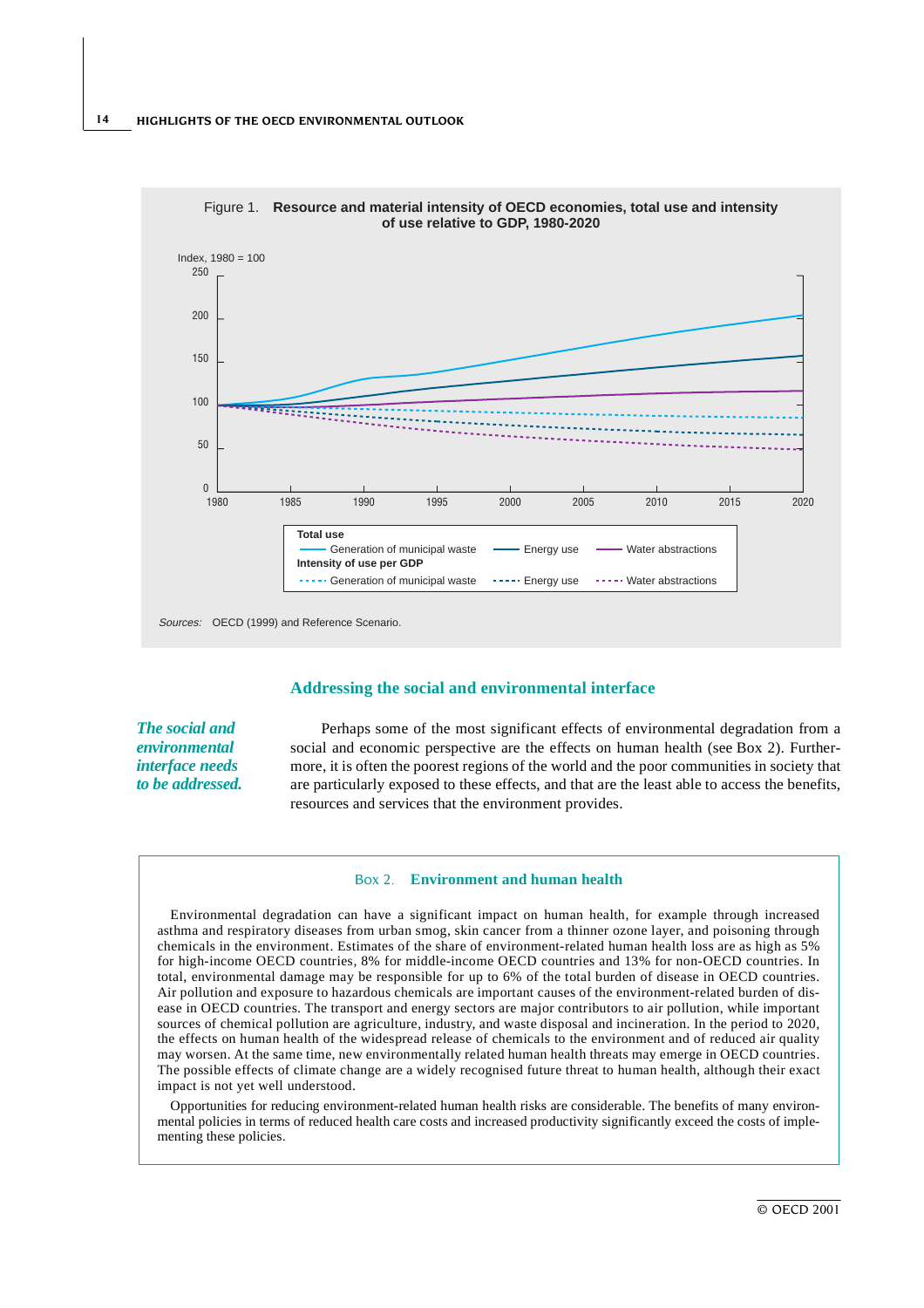Figure 1. **Resource and material intensity of OECD economies, total use and intensity of use relative to GDP, 1980-2020**

Index, 1980 = 100

**Total use**
- Generation of municipal waste
- Energy use
- Water abstractions

**Intensity of use per GDP**
- Generation of municipal waste
- Energy use
- Water abstractions

*Sources:* OECD (1999) and Reference Scenario.

## Addressing the social and environmental interface

***The social and environmental interface needs to be addressed.***

Perhaps some of the most significant effects of environmental degradation from a social and economic perspective are the effects on human health (see Box 2). Furthermore, it is often the poorest regions of the world and the poor communities in society that are particularly exposed to these effects, and that are the least able to access the benefits, resources and services that the environment provides.

### Box 2. **Environment and human health**

Environmental degradation can have a significant impact on human health, for example through increased asthma and respiratory diseases from urban smog, skin cancer from a thinner ozone layer, and poisoning through chemicals in the environment. Estimates of the share of environment-related human health loss are as high as 5% for high-income OECD countries, 8% for middle-income OECD countries and 13% for non-OECD countries. In total, environmental damage may be responsible for up to 6% of the total burden of disease in OECD countries. Air pollution and exposure to hazardous chemicals are important causes of the environment-related burden of disease in OECD countries. The transport and energy sectors are major contributors to air pollution, while important sources of chemical pollution are agriculture, industry, and waste disposal and incineration. In the period to 2020, the effects on human health of the widespread release of chemicals to the environment and of reduced air quality may worsen. At the same time, new environmentally related human health threats may emerge in OECD countries. The possible effects of climate change are a widely recognised future threat to human health, although their exact impact is not yet well understood.

Opportunities for reducing environment-related human health risks are considerable. The benefits of many environmental policies in terms of reduced health care costs and increased productivity significantly exceed the costs of implementing these policies.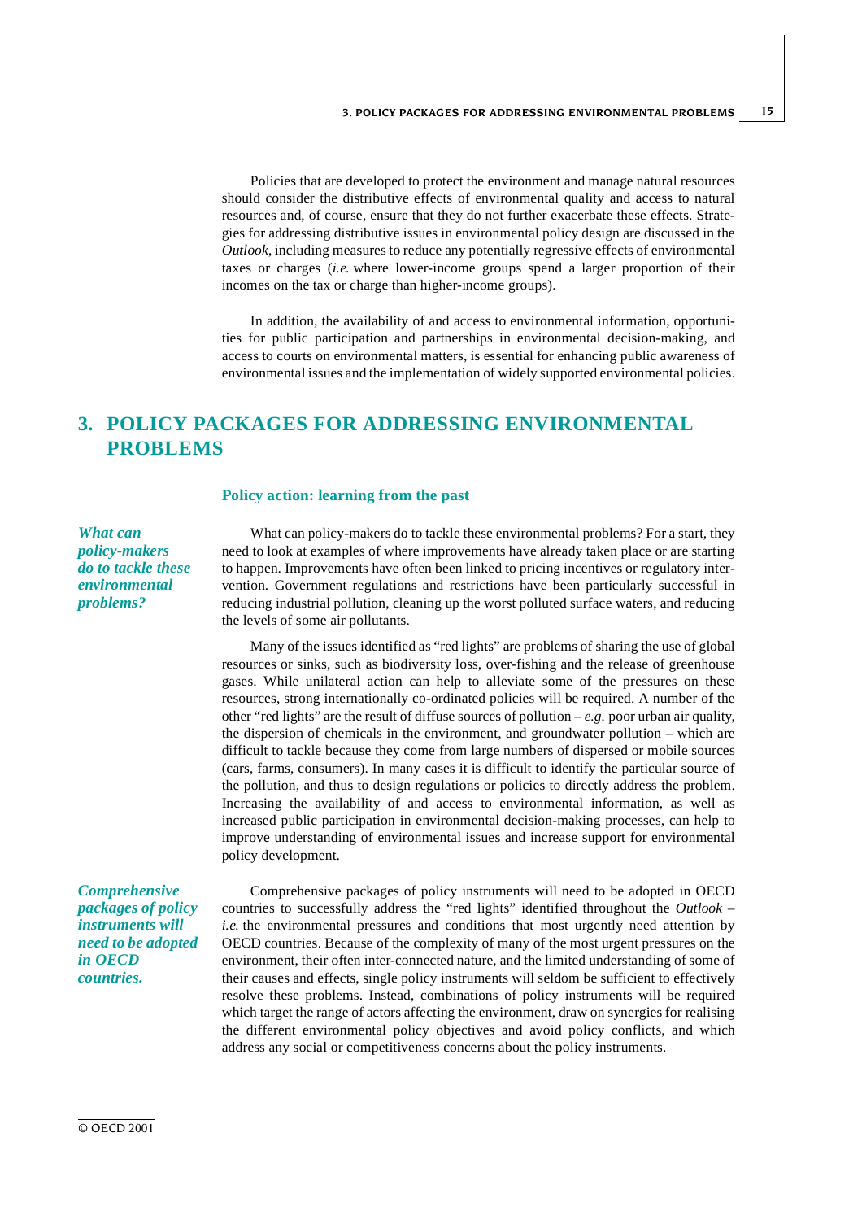Policies that are developed to protect the environment and manage natural resources should consider the distributive effects of environmental quality and access to natural resources and, of course, ensure that they do not further exacerbate these effects. Strategies for addressing distributive issues in environmental policy design are discussed in the *Outlook*, including measures to reduce any potentially regressive effects of environmental taxes or charges (*i.e.* where lower-income groups spend a larger proportion of their incomes on the tax or charge than higher-income groups).

In addition, the availability of and access to environmental information, opportunities for public participation and partnerships in environmental decision-making, and access to courts on environmental matters, is essential for enhancing public awareness of environmental issues and the implementation of widely supported environmental policies.

# 3. POLICY PACKAGES FOR ADDRESSING ENVIRONMENTAL PROBLEMS

## Policy action: learning from the past

***What can policy-makers do to tackle these environmental problems?***

What can policy-makers do to tackle these environmental problems? For a start, they need to look at examples of where improvements have already taken place or are starting to happen. Improvements have often been linked to pricing incentives or regulatory intervention. Government regulations and restrictions have been particularly successful in reducing industrial pollution, cleaning up the worst polluted surface waters, and reducing the levels of some air pollutants.

Many of the issues identified as "red lights" are problems of sharing the use of global resources or sinks, such as biodiversity loss, over-fishing and the release of greenhouse gases. While unilateral action can help to alleviate some of the pressures on these resources, strong internationally co-ordinated policies will be required. A number of the other "red lights" are the result of diffuse sources of pollution – *e.g.* poor urban air quality, the dispersion of chemicals in the environment, and groundwater pollution – which are difficult to tackle because they come from large numbers of dispersed or mobile sources (cars, farms, consumers). In many cases it is difficult to identify the particular source of the pollution, and thus to design regulations or policies to directly address the problem. Increasing the availability of and access to environmental information, as well as increased public participation in environmental decision-making processes, can help to improve understanding of environmental issues and increase support for environmental policy development.

***Comprehensive packages of policy instruments will need to be adopted in OECD countries.***

Comprehensive packages of policy instruments will need to be adopted in OECD countries to successfully address the "red lights" identified throughout the *Outlook* – *i.e.* the environmental pressures and conditions that most urgently need attention by OECD countries. Because of the complexity of many of the most urgent pressures on the environment, their often inter-connected nature, and the limited understanding of some of their causes and effects, single policy instruments will seldom be sufficient to effectively resolve these problems. Instead, combinations of policy instruments will be required which target the range of actors affecting the environment, draw on synergies for realising the different environmental policy objectives and avoid policy conflicts, and which address any social or competitiveness concerns about the policy instruments.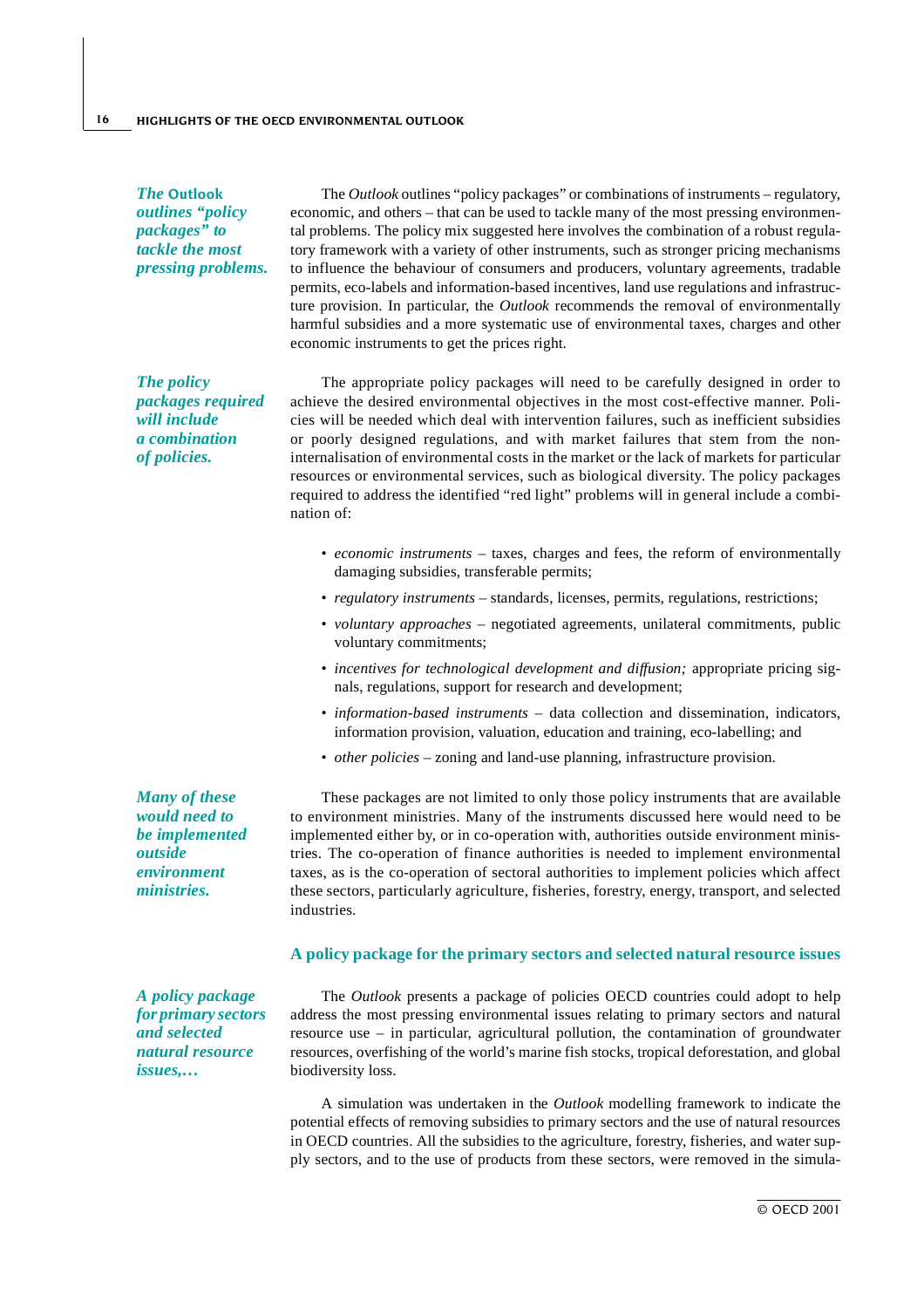*The* **Outlook** *outlines "policy packages" to tackle the most pressing problems.*

The *Outlook* outlines "policy packages" or combinations of instruments – regulatory, economic, and others – that can be used to tackle many of the most pressing environmental problems. The policy mix suggested here involves the combination of a robust regulatory framework with a variety of other instruments, such as stronger pricing mechanisms to influence the behaviour of consumers and producers, voluntary agreements, tradable permits, eco-labels and information-based incentives, land use regulations and infrastructure provision. In particular, the *Outlook* recommends the removal of environmentally harmful subsidies and a more systematic use of environmental taxes, charges and other economic instruments to get the prices right.

*The policy packages required will include a combination of policies.*

The appropriate policy packages will need to be carefully designed in order to achieve the desired environmental objectives in the most cost-effective manner. Policies will be needed which deal with intervention failures, such as inefficient subsidies or poorly designed regulations, and with market failures that stem from the non-internalisation of environmental costs in the market or the lack of markets for particular resources or environmental services, such as biological diversity. The policy packages required to address the identified "red light" problems will in general include a combination of:

- *economic instruments* – taxes, charges and fees, the reform of environmentally damaging subsidies, transferable permits;
- *regulatory instruments* – standards, licenses, permits, regulations, restrictions;
- *voluntary approaches* – negotiated agreements, unilateral commitments, public voluntary commitments;
- *incentives for technological development and diffusion;* appropriate pricing signals, regulations, support for research and development;
- *information-based instruments* – data collection and dissemination, indicators, information provision, valuation, education and training, eco-labelling; and
- *other policies* – zoning and land-use planning, infrastructure provision.

*Many of these would need to be implemented outside environment ministries.*

These packages are not limited to only those policy instruments that are available to environment ministries. Many of the instruments discussed here would need to be implemented either by, or in co-operation with, authorities outside environment ministries. The co-operation of finance authorities is needed to implement environmental taxes, as is the co-operation of sectoral authorities to implement policies which affect these sectors, particularly agriculture, fisheries, forestry, energy, transport, and selected industries.

## A policy package for the primary sectors and selected natural resource issues

*A policy package for primary sectors and selected natural resource issues,…*

The *Outlook* presents a package of policies OECD countries could adopt to help address the most pressing environmental issues relating to primary sectors and natural resource use – in particular, agricultural pollution, the contamination of groundwater resources, overfishing of the world's marine fish stocks, tropical deforestation, and global biodiversity loss.

A simulation was undertaken in the *Outlook* modelling framework to indicate the potential effects of removing subsidies to primary sectors and the use of natural resources in OECD countries. All the subsidies to the agriculture, forestry, fisheries, and water supply sectors, and to the use of products from these sectors, were removed in the simula-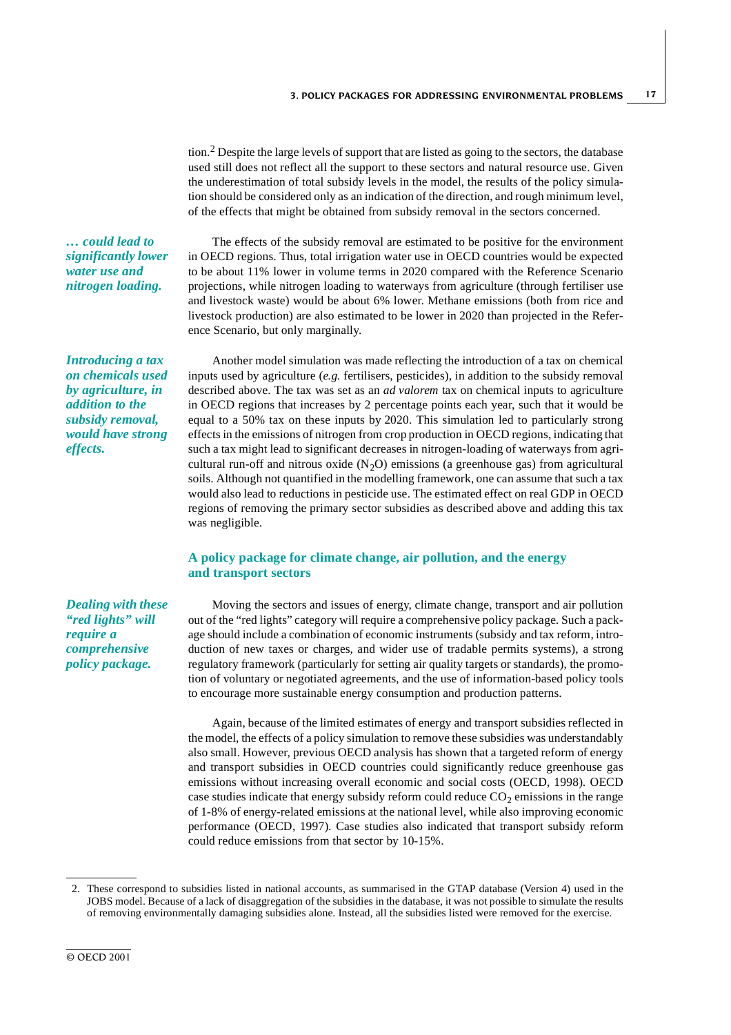tion.[2] Despite the large levels of support that are listed as going to the sectors, the database used still does not reflect all the support to these sectors and natural resource use. Given the underestimation of total subsidy levels in the model, the results of the policy simulation should be considered only as an indication of the direction, and rough minimum level, of the effects that might be obtained from subsidy removal in the sectors concerned.

*… could lead to significantly lower water use and nitrogen loading.*

The effects of the subsidy removal are estimated to be positive for the environment in OECD regions. Thus, total irrigation water use in OECD countries would be expected to be about 11% lower in volume terms in 2020 compared with the Reference Scenario projections, while nitrogen loading to waterways from agriculture (through fertiliser use and livestock waste) would be about 6% lower. Methane emissions (both from rice and livestock production) are also estimated to be lower in 2020 than projected in the Reference Scenario, but only marginally.

*Introducing a tax on chemicals used by agriculture, in addition to the subsidy removal, would have strong effects.*

Another model simulation was made reflecting the introduction of a tax on chemical inputs used by agriculture (*e.g.* fertilisers, pesticides), in addition to the subsidy removal described above. The tax was set as an *ad valorem* tax on chemical inputs to agriculture in OECD regions that increases by 2 percentage points each year, such that it would be equal to a 50% tax on these inputs by 2020. This simulation led to particularly strong effects in the emissions of nitrogen from crop production in OECD regions, indicating that such a tax might lead to significant decreases in nitrogen-loading of waterways from agricultural run-off and nitrous oxide ($N_2O$) emissions (a greenhouse gas) from agricultural soils. Although not quantified in the modelling framework, one can assume that such a tax would also lead to reductions in pesticide use. The estimated effect on real GDP in OECD regions of removing the primary sector subsidies as described above and adding this tax was negligible.

## A policy package for climate change, air pollution, and the energy and transport sectors

*Dealing with these "red lights" will require a comprehensive policy package.*

Moving the sectors and issues of energy, climate change, transport and air pollution out of the "red lights" category will require a comprehensive policy package. Such a package should include a combination of economic instruments (subsidy and tax reform, introduction of new taxes or charges, and wider use of tradable permits systems), a strong regulatory framework (particularly for setting air quality targets or standards), the promotion of voluntary or negotiated agreements, and the use of information-based policy tools to encourage more sustainable energy consumption and production patterns.

Again, because of the limited estimates of energy and transport subsidies reflected in the model, the effects of a policy simulation to remove these subsidies was understandably also small. However, previous OECD analysis has shown that a targeted reform of energy and transport subsidies in OECD countries could significantly reduce greenhouse gas emissions without increasing overall economic and social costs (OECD, 1998). OECD case studies indicate that energy subsidy reform could reduce $CO_2$ emissions in the range of 1-8% of energy-related emissions at the national level, while also improving economic performance (OECD, 1997). Case studies also indicated that transport subsidy reform could reduce emissions from that sector by 10-15%.

---

2. These correspond to subsidies listed in national accounts, as summarised in the GTAP database (Version 4) used in the JOBS model. Because of a lack of disaggregation of the subsidies in the database, it was not possible to simulate the results of removing environmentally damaging subsidies alone. Instead, all the subsidies listed were removed for the exercise.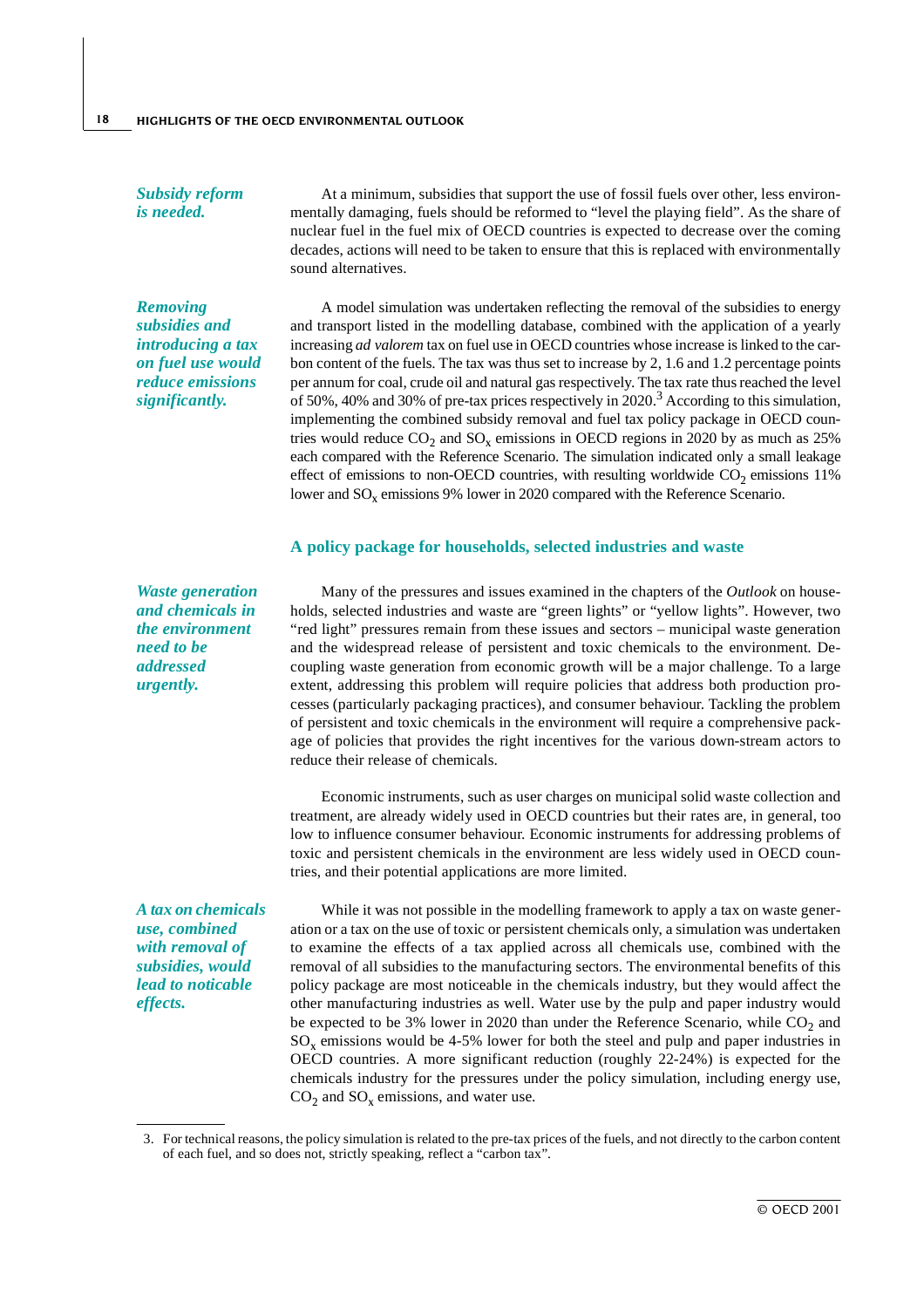*Subsidy reform is needed.*

At a minimum, subsidies that support the use of fossil fuels over other, less environmentally damaging, fuels should be reformed to "level the playing field". As the share of nuclear fuel in the fuel mix of OECD countries is expected to decrease over the coming decades, actions will need to be taken to ensure that this is replaced with environmentally sound alternatives.

*Removing subsidies and introducing a tax on fuel use would reduce emissions significantly.*

A model simulation was undertaken reflecting the removal of the subsidies to energy and transport listed in the modelling database, combined with the application of a yearly increasing *ad valorem* tax on fuel use in OECD countries whose increase is linked to the carbon content of the fuels. The tax was thus set to increase by 2, 1.6 and 1.2 percentage points per annum for coal, crude oil and natural gas respectively. The tax rate thus reached the level of 50%, 40% and 30% of pre-tax prices respectively in 2020.[3] According to this simulation, implementing the combined subsidy removal and fuel tax policy package in OECD countries would reduce $CO_2$ and $SO_x$ emissions in OECD regions in 2020 by as much as 25% each compared with the Reference Scenario. The simulation indicated only a small leakage effect of emissions to non-OECD countries, with resulting worldwide $CO_2$ emissions 11% lower and $SO_x$ emissions 9% lower in 2020 compared with the Reference Scenario.

## A policy package for households, selected industries and waste

*Waste generation and chemicals in the environment need to be addressed urgently.*

Many of the pressures and issues examined in the chapters of the *Outlook* on households, selected industries and waste are "green lights" or "yellow lights". However, two "red light" pressures remain from these issues and sectors – municipal waste generation and the widespread release of persistent and toxic chemicals to the environment. Decoupling waste generation from economic growth will be a major challenge. To a large extent, addressing this problem will require policies that address both production processes (particularly packaging practices), and consumer behaviour. Tackling the problem of persistent and toxic chemicals in the environment will require a comprehensive package of policies that provides the right incentives for the various down-stream actors to reduce their release of chemicals.

Economic instruments, such as user charges on municipal solid waste collection and treatment, are already widely used in OECD countries but their rates are, in general, too low to influence consumer behaviour. Economic instruments for addressing problems of toxic and persistent chemicals in the environment are less widely used in OECD countries, and their potential applications are more limited.

*A tax on chemicals use, combined with removal of subsidies, would lead to noticable effects.*

While it was not possible in the modelling framework to apply a tax on waste generation or a tax on the use of toxic or persistent chemicals only, a simulation was undertaken to examine the effects of a tax applied across all chemicals use, combined with the removal of all subsidies to the manufacturing sectors. The environmental benefits of this policy package are most noticeable in the chemicals industry, but they would affect the other manufacturing industries as well. Water use by the pulp and paper industry would be expected to be 3% lower in 2020 than under the Reference Scenario, while $CO_2$ and $SO_x$ emissions would be 4-5% lower for both the steel and pulp and paper industries in OECD countries. A more significant reduction (roughly 22-24%) is expected for the chemicals industry for the pressures under the policy simulation, including energy use, $CO_2$ and $SO_x$ emissions, and water use.

---

3. For technical reasons, the policy simulation is related to the pre-tax prices of the fuels, and not directly to the carbon content of each fuel, and so does not, strictly speaking, reflect a "carbon tax".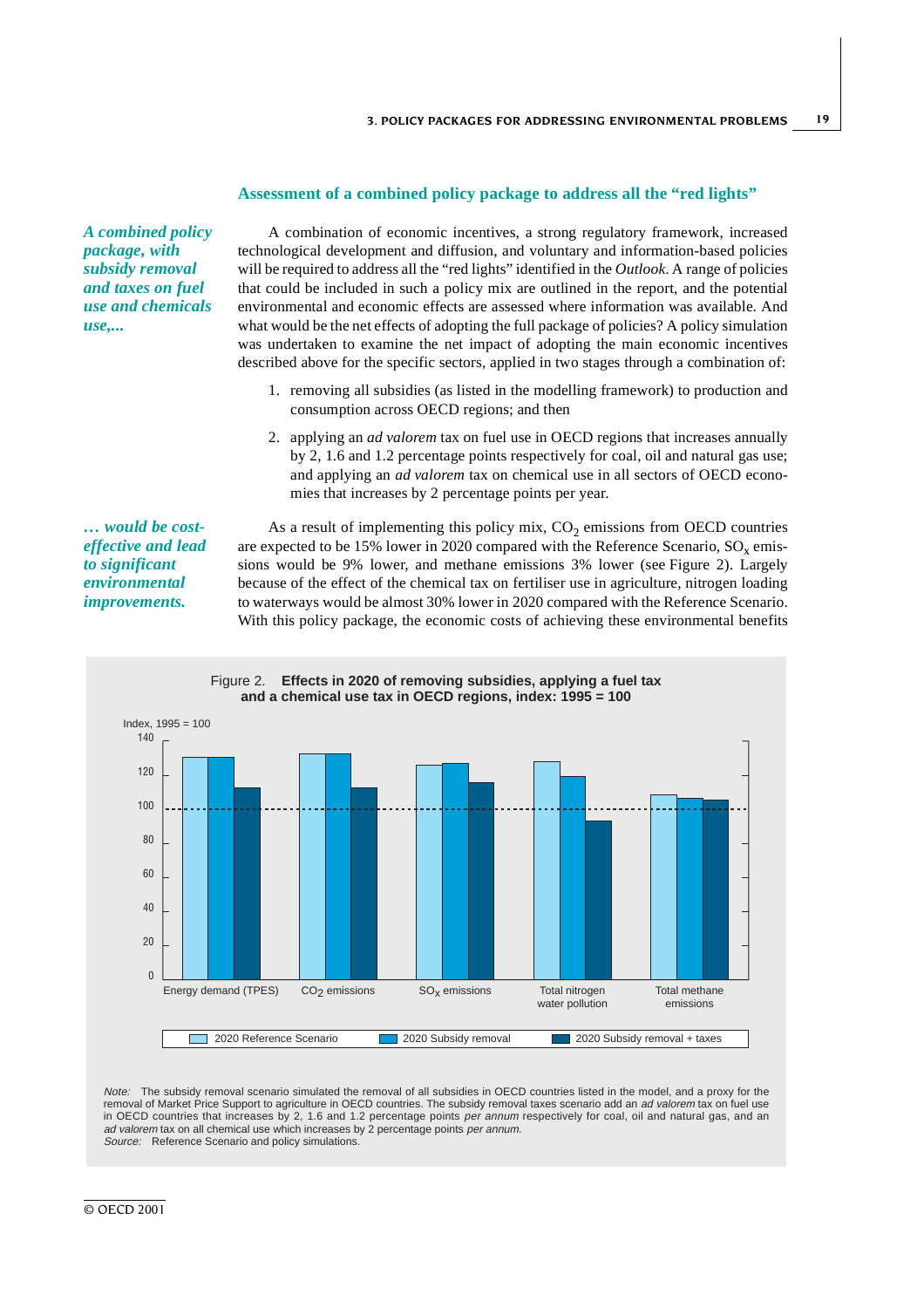## Assessment of a combined policy package to address all the "red lights"

*A combined policy package, with subsidy removal and taxes on fuel use and chemicals use,...*

A combination of economic incentives, a strong regulatory framework, increased technological development and diffusion, and voluntary and information-based policies will be required to address all the "red lights" identified in the *Outlook*. A range of policies that could be included in such a policy mix are outlined in the report, and the potential environmental and economic effects are assessed where information was available. And what would be the net effects of adopting the full package of policies? A policy simulation was undertaken to examine the net impact of adopting the main economic incentives described above for the specific sectors, applied in two stages through a combination of:

1. removing all subsidies (as listed in the modelling framework) to production and consumption across OECD regions; and then
2. applying an *ad valorem* tax on fuel use in OECD regions that increases annually by 2, 1.6 and 1.2 percentage points respectively for coal, oil and natural gas use; and applying an *ad valorem* tax on chemical use in all sectors of OECD economies that increases by 2 percentage points per year.

*... would be cost-effective and lead to significant environmental improvements.*

As a result of implementing this policy mix, $CO_2$ emissions from OECD countries are expected to be 15% lower in 2020 compared with the Reference Scenario, $SO_x$ emissions would be 9% lower, and methane emissions 3% lower (see Figure 2). Largely because of the effect of the chemical tax on fertiliser use in agriculture, nitrogen loading to waterways would be almost 30% lower in 2020 compared with the Reference Scenario. With this policy package, the economic costs of achieving these environmental benefits

Figure 2. **Effects in 2020 of removing subsidies, applying a fuel tax and a chemical use tax in OECD regions, index: 1995 = 100**

*Note:* The subsidy removal scenario simulated the removal of all subsidies in OECD countries listed in the model, and a proxy for the removal of Market Price Support to agriculture in OECD countries. The subsidy removal taxes scenario add an *ad valorem* tax on fuel use in OECD countries that increases by 2, 1.6 and 1.2 percentage points *per annum* respectively for coal, oil and natural gas, and an *ad valorem* tax on all chemical use which increases by 2 percentage points *per annum.*
*Source:* Reference Scenario and policy simulations.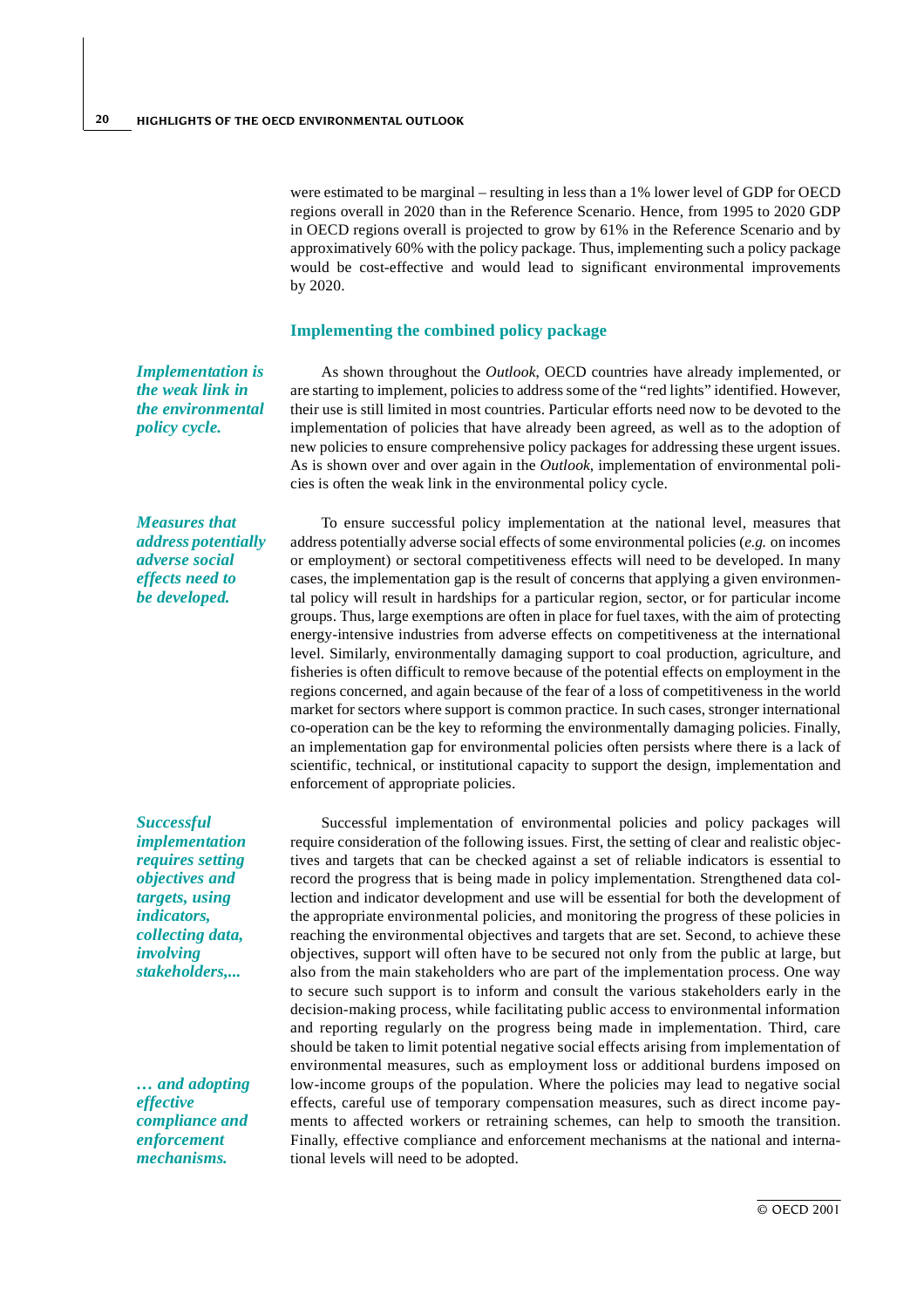were estimated to be marginal – resulting in less than a 1% lower level of GDP for OECD regions overall in 2020 than in the Reference Scenario. Hence, from 1995 to 2020 GDP in OECD regions overall is projected to grow by 61% in the Reference Scenario and by approximatively 60% with the policy package. Thus, implementing such a policy package would be cost-effective and would lead to significant environmental improvements by 2020.

### Implementing the combined policy package

***Implementation is the weak link in the environmental policy cycle.***

As shown throughout the *Outlook*, OECD countries have already implemented, or are starting to implement, policies to address some of the "red lights" identified. However, their use is still limited in most countries. Particular efforts need now to be devoted to the implementation of policies that have already been agreed, as well as to the adoption of new policies to ensure comprehensive policy packages for addressing these urgent issues. As is shown over and over again in the *Outlook*, implementation of environmental policies is often the weak link in the environmental policy cycle.

***Measures that address potentially adverse social effects need to be developed.***

To ensure successful policy implementation at the national level, measures that address potentially adverse social effects of some environmental policies (*e.g.* on incomes or employment) or sectoral competitiveness effects will need to be developed. In many cases, the implementation gap is the result of concerns that applying a given environmental policy will result in hardships for a particular region, sector, or for particular income groups. Thus, large exemptions are often in place for fuel taxes, with the aim of protecting energy-intensive industries from adverse effects on competitiveness at the international level. Similarly, environmentally damaging support to coal production, agriculture, and fisheries is often difficult to remove because of the potential effects on employment in the regions concerned, and again because of the fear of a loss of competitiveness in the world market for sectors where support is common practice. In such cases, stronger international co-operation can be the key to reforming the environmentally damaging policies. Finally, an implementation gap for environmental policies often persists where there is a lack of scientific, technical, or institutional capacity to support the design, implementation and enforcement of appropriate policies.

***Successful implementation requires setting objectives and targets, using indicators, collecting data, involving stakeholders,...***

***… and adopting effective compliance and enforcement mechanisms.***

Successful implementation of environmental policies and policy packages will require consideration of the following issues. First, the setting of clear and realistic objectives and targets that can be checked against a set of reliable indicators is essential to record the progress that is being made in policy implementation. Strengthened data collection and indicator development and use will be essential for both the development of the appropriate environmental policies, and monitoring the progress of these policies in reaching the environmental objectives and targets that are set. Second, to achieve these objectives, support will often have to be secured not only from the public at large, but also from the main stakeholders who are part of the implementation process. One way to secure such support is to inform and consult the various stakeholders early in the decision-making process, while facilitating public access to environmental information and reporting regularly on the progress being made in implementation. Third, care should be taken to limit potential negative social effects arising from implementation of environmental measures, such as employment loss or additional burdens imposed on low-income groups of the population. Where the policies may lead to negative social effects, careful use of temporary compensation measures, such as direct income payments to affected workers or retraining schemes, can help to smooth the transition. Finally, effective compliance and enforcement mechanisms at the national and international levels will need to be adopted.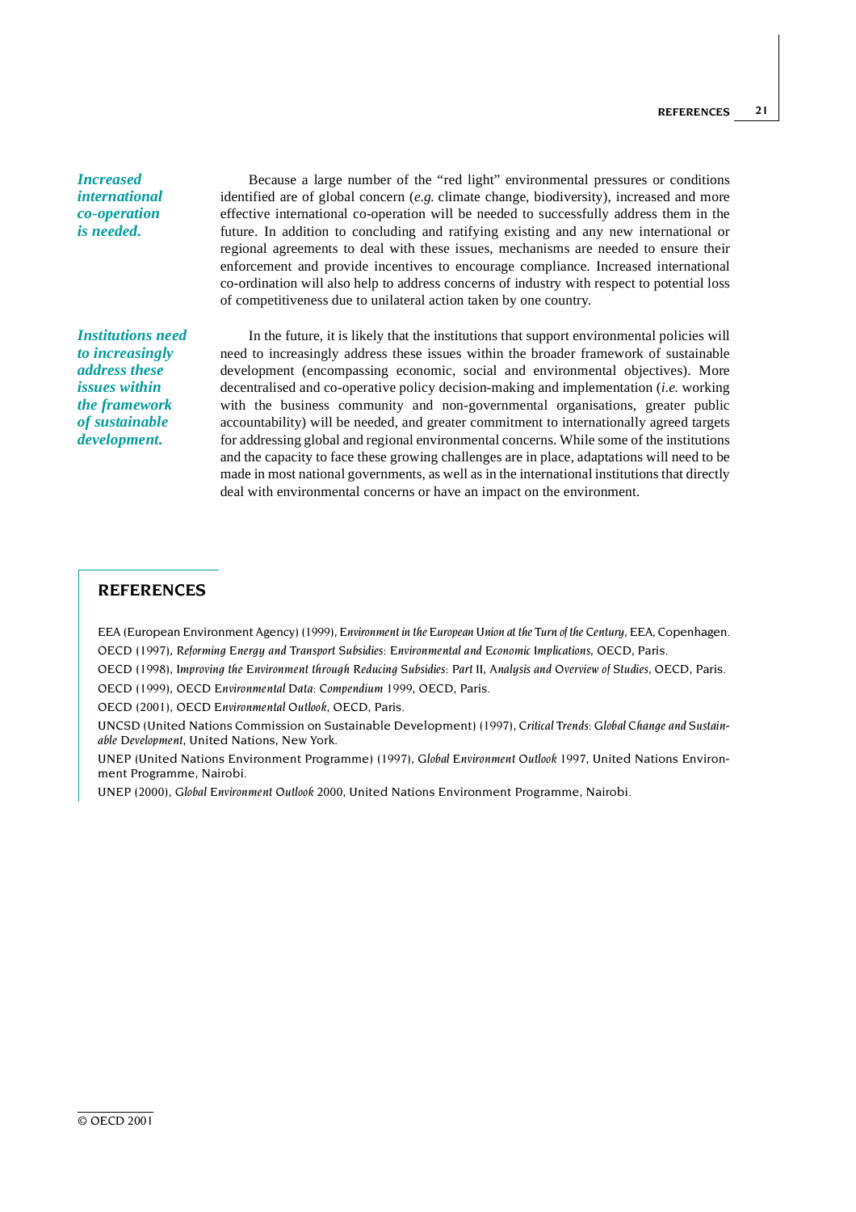*Increased international co-operation is needed.*

Because a large number of the "red light" environmental pressures or conditions identified are of global concern (*e.g.* climate change, biodiversity), increased and more effective international co-operation will be needed to successfully address them in the future. In addition to concluding and ratifying existing and any new international or regional agreements to deal with these issues, mechanisms are needed to ensure their enforcement and provide incentives to encourage compliance. Increased international co-ordination will also help to address concerns of industry with respect to potential loss of competitiveness due to unilateral action taken by one country.

*Institutions need to increasingly address these issues within the framework of sustainable development.*

In the future, it is likely that the institutions that support environmental policies will need to increasingly address these issues within the broader framework of sustainable development (encompassing economic, social and environmental objectives). More decentralised and co-operative policy decision-making and implementation (*i.e.* working with the business community and non-governmental organisations, greater public accountability) will be needed, and greater commitment to internationally agreed targets for addressing global and regional environmental concerns. While some of the institutions and the capacity to face these growing challenges are in place, adaptations will need to be made in most national governments, as well as in the international institutions that directly deal with environmental concerns or have an impact on the environment.

## REFERENCES

EEA (European Environment Agency) (1999), *Environment in the European Union at the Turn of the Century*, EEA, Copenhagen.

OECD (1997), *Reforming Energy and Transport Subsidies: Environmental and Economic Implications*, OECD, Paris.

OECD (1998), *Improving the Environment through Reducing Subsidies: Part II, Analysis and Overview of Studies*, OECD, Paris.

OECD (1999), OECD *Environmental Data: Compendium* 1999, OECD, Paris.

OECD (2001), OECD *Environmental Outlook*, OECD, Paris.

UNCSD (United Nations Commission on Sustainable Development) (1997), *Critical Trends: Global Change and Sustainable Development*, United Nations, New York.

UNEP (United Nations Environment Programme) (1997), *Global Environment Outlook* 1997, United Nations Environment Programme, Nairobi.

UNEP (2000), *Global Environment Outlook* 2000, United Nations Environment Programme, Nairobi.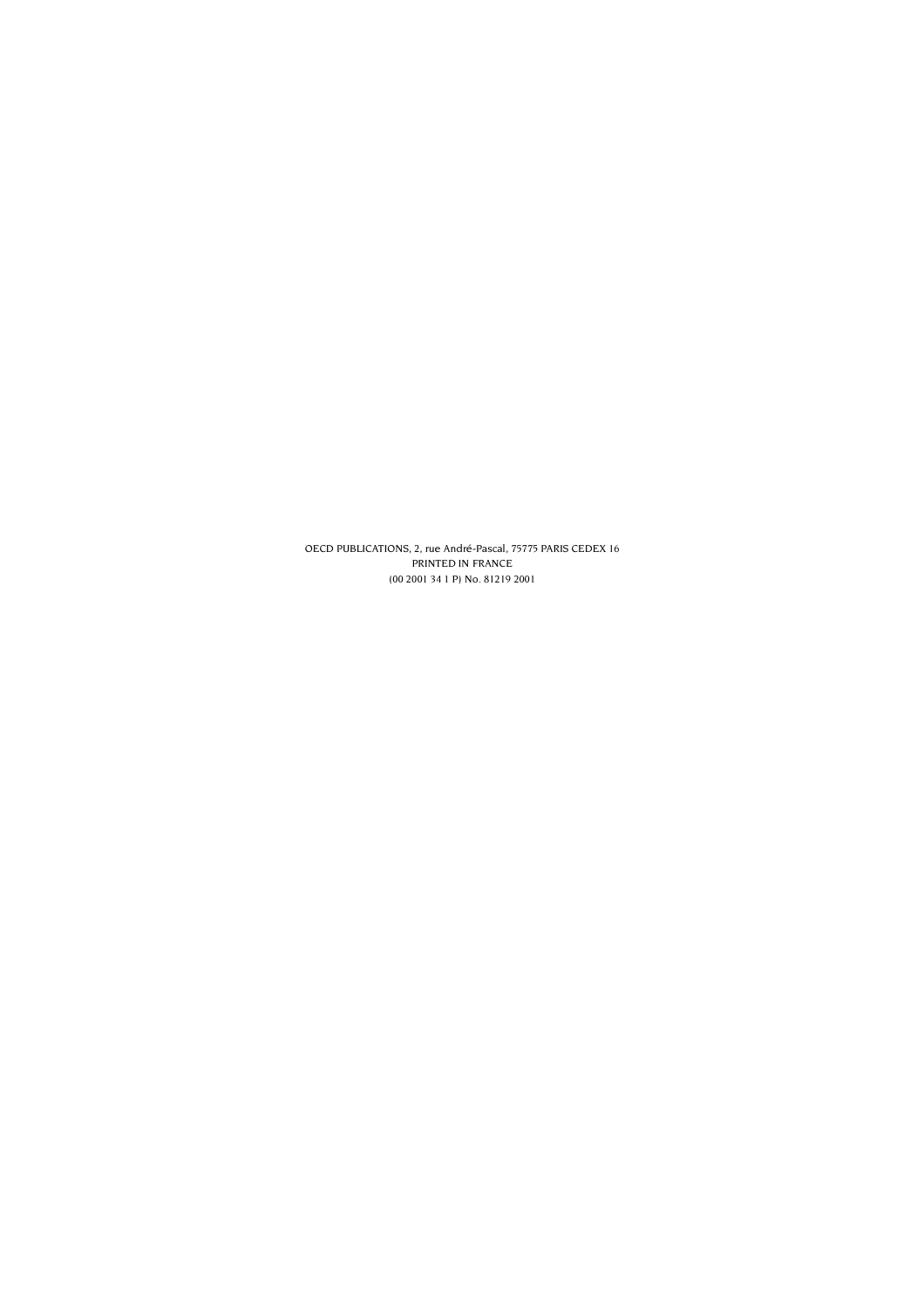OECD PUBLICATIONS, 2, rue André-Pascal, 75775 PARIS CEDEX 16
PRINTED IN FRANCE
(00 2001 34 1 P) No. 81219 2001